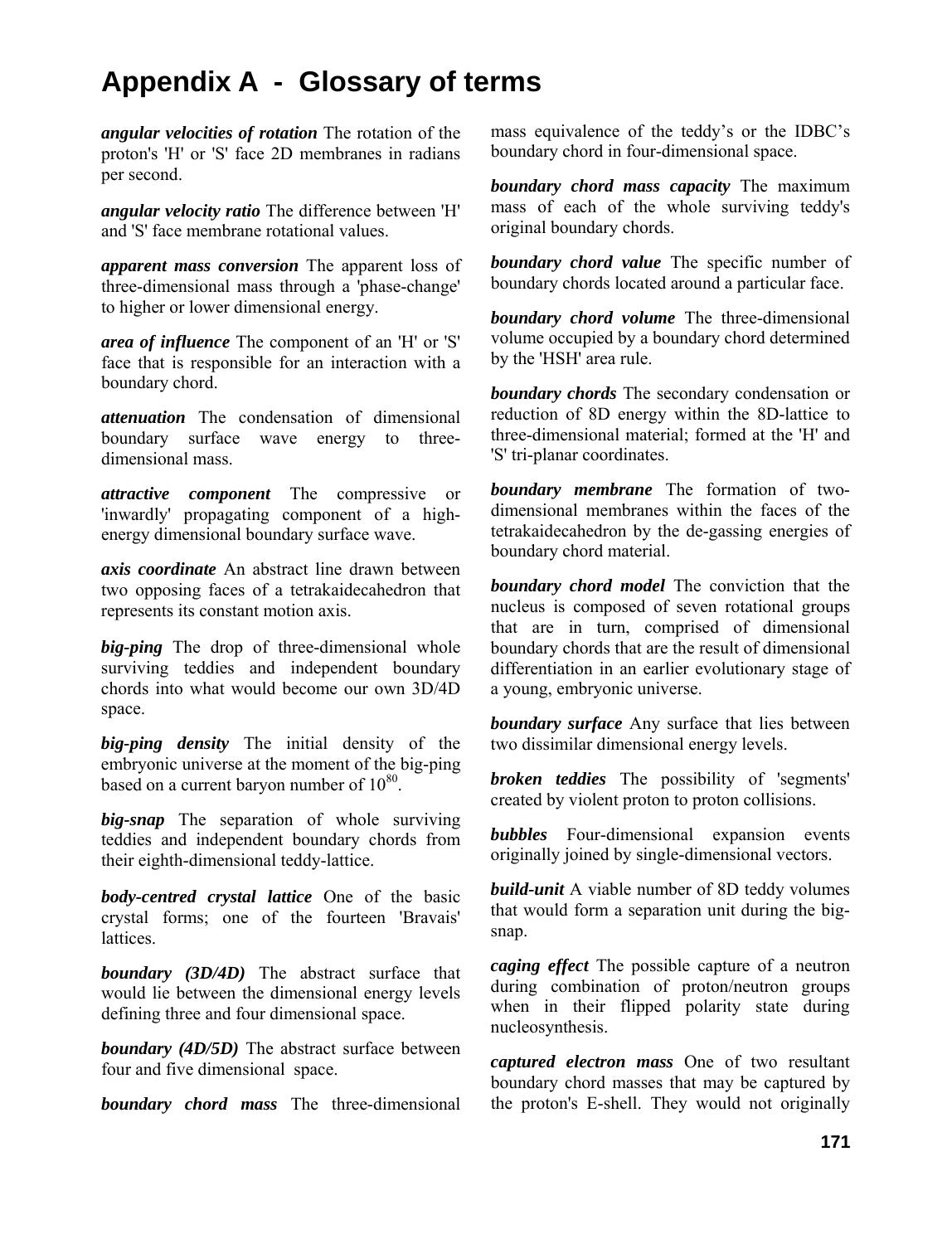# Appendix A - Glossary of terms

***angular velocities of rotation*** The rotation of the proton's 'H' or 'S' face 2D membranes in radians per second.

***angular velocity ratio*** The difference between 'H' and 'S' face membrane rotational values.

***apparent mass conversion*** The apparent loss of three-dimensional mass through a 'phase-change' to higher or lower dimensional energy.

***area of influence*** The component of an 'H' or 'S' face that is responsible for an interaction with a boundary chord.

***attenuation*** The condensation of dimensional boundary surface wave energy to three-dimensional mass.

***attractive component*** The compressive or 'inwardly' propagating component of a high-energy dimensional boundary surface wave.

***axis coordinate*** An abstract line drawn between two opposing faces of a tetrakaidecahedron that represents its constant motion axis.

***big-ping*** The drop of three-dimensional whole surviving teddies and independent boundary chords into what would become our own 3D/4D space.

***big-ping density*** The initial density of the embryonic universe at the moment of the big-ping based on a current baryon number of $10^{80}$.

***big-snap*** The separation of whole surviving teddies and independent boundary chords from their eighth-dimensional teddy-lattice.

***body-centred crystal lattice*** One of the basic crystal forms; one of the fourteen 'Bravais' lattices.

***boundary (3D/4D)*** The abstract surface that would lie between the dimensional energy levels defining three and four dimensional space.

***boundary (4D/5D)*** The abstract surface between four and five dimensional space.

***boundary chord mass*** The three-dimensional mass equivalence of the teddy's or the IDBC's boundary chord in four-dimensional space.

***boundary chord mass capacity*** The maximum mass of each of the whole surviving teddy's original boundary chords.

***boundary chord value*** The specific number of boundary chords located around a particular face.

***boundary chord volume*** The three-dimensional volume occupied by a boundary chord determined by the 'HSH' area rule.

***boundary chords*** The secondary condensation or reduction of 8D energy within the 8D-lattice to three-dimensional material; formed at the 'H' and 'S' tri-planar coordinates.

***boundary membrane*** The formation of two-dimensional membranes within the faces of the tetrakaidecahedron by the de-gassing energies of boundary chord material.

***boundary chord model*** The conviction that the nucleus is composed of seven rotational groups that are in turn, comprised of dimensional boundary chords that are the result of dimensional differentiation in an earlier evolutionary stage of a young, embryonic universe.

***boundary surface*** Any surface that lies between two dissimilar dimensional energy levels.

***broken teddies*** The possibility of 'segments' created by violent proton to proton collisions.

***bubbles*** Four-dimensional expansion events originally joined by single-dimensional vectors.

***build-unit*** A viable number of 8D teddy volumes that would form a separation unit during the big-snap.

***caging effect*** The possible capture of a neutron during combination of proton/neutron groups when in their flipped polarity state during nucleosynthesis.

***captured electron mass*** One of two resultant boundary chord masses that may be captured by the proton's E-shell. They would not originally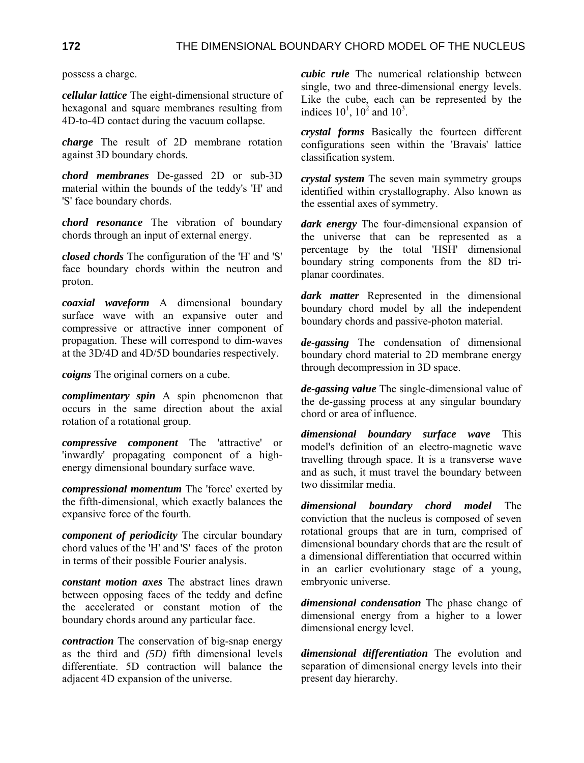possess a charge.

***cellular lattice*** The eight-dimensional structure of hexagonal and square membranes resulting from 4D-to-4D contact during the vacuum collapse.

***charge*** The result of 2D membrane rotation against 3D boundary chords.

***chord membranes*** De-gassed 2D or sub-3D material within the bounds of the teddy's 'H' and 'S' face boundary chords.

***chord resonance*** The vibration of boundary chords through an input of external energy.

***closed chords*** The configuration of the 'H' and 'S' face boundary chords within the neutron and proton.

***coaxial waveform*** A dimensional boundary surface wave with an expansive outer and compressive or attractive inner component of propagation. These will correspond to dim-waves at the 3D/4D and 4D/5D boundaries respectively.

***coigns*** The original corners on a cube.

***complimentary spin*** A spin phenomenon that occurs in the same direction about the axial rotation of a rotational group.

***compressive component*** The 'attractive' or 'inwardly' propagating component of a high-energy dimensional boundary surface wave.

***compressional momentum*** The 'force' exerted by the fifth-dimensional, which exactly balances the expansive force of the fourth.

***component of periodicity*** The circular boundary chord values of the 'H' and 'S' faces of the proton in terms of their possible Fourier analysis.

***constant motion axes*** The abstract lines drawn between opposing faces of the teddy and define the accelerated or constant motion of the boundary chords around any particular face.

***contraction*** The conservation of big-snap energy as the third and *(5D)* fifth dimensional levels differentiate. 5D contraction will balance the adjacent 4D expansion of the universe.

***cubic rule*** The numerical relationship between single, two and three-dimensional energy levels. Like the cube, each can be represented by the indices $10^1$, $10^2$ and $10^3$.

***crystal forms*** Basically the fourteen different configurations seen within the 'Bravais' lattice classification system.

***crystal system*** The seven main symmetry groups identified within crystallography. Also known as the essential axes of symmetry.

***dark energy*** The four-dimensional expansion of the universe that can be represented as a percentage by the total 'HSH' dimensional boundary string components from the 8D tri-planar coordinates.

***dark matter*** Represented in the dimensional boundary chord model by all the independent boundary chords and passive-photon material.

***de-gassing*** The condensation of dimensional boundary chord material to 2D membrane energy through decompression in 3D space.

***de-gassing value*** The single-dimensional value of the de-gassing process at any singular boundary chord or area of influence.

***dimensional boundary surface wave*** This model's definition of an electro-magnetic wave travelling through space. It is a transverse wave and as such, it must travel the boundary between two dissimilar media.

***dimensional boundary chord model*** The conviction that the nucleus is composed of seven rotational groups that are in turn, comprised of dimensional boundary chords that are the result of a dimensional differentiation that occurred within in an earlier evolutionary stage of a young, embryonic universe.

***dimensional condensation*** The phase change of dimensional energy from a higher to a lower dimensional energy level.

***dimensional differentiation*** The evolution and separation of dimensional energy levels into their present day hierarchy.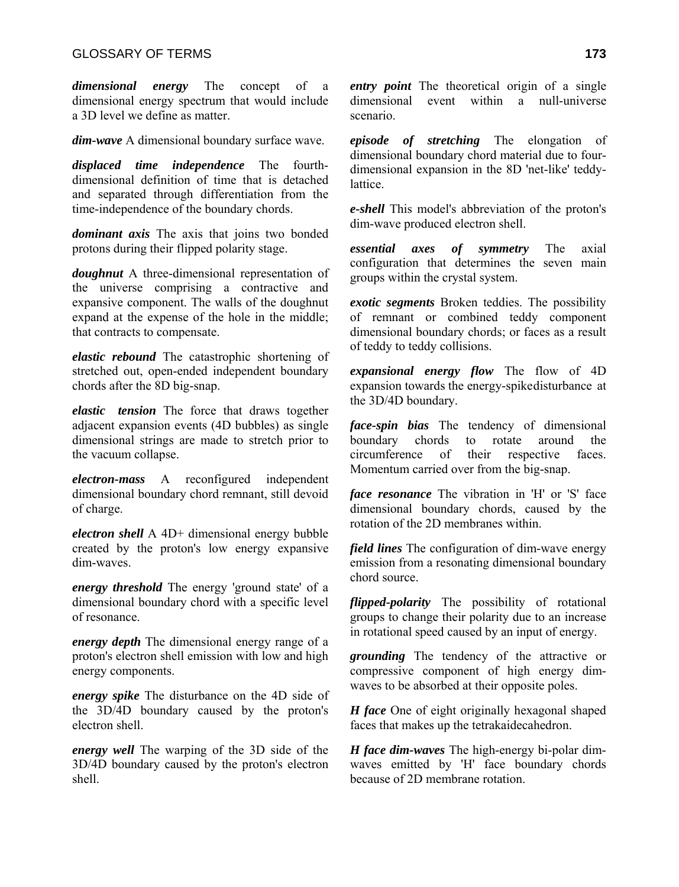***dimensional energy*** The concept of a dimensional energy spectrum that would include a 3D level we define as matter.

***dim-wave*** A dimensional boundary surface wave.

***displaced time independence*** The fourth-dimensional definition of time that is detached and separated through differentiation from the time-independence of the boundary chords.

***dominant axis*** The axis that joins two bonded protons during their flipped polarity stage.

***doughnut*** A three-dimensional representation of the universe comprising a contractive and expansive component. The walls of the doughnut expand at the expense of the hole in the middle; that contracts to compensate.

***elastic rebound*** The catastrophic shortening of stretched out, open-ended independent boundary chords after the 8D big-snap.

***elastic tension*** The force that draws together adjacent expansion events (4D bubbles) as single dimensional strings are made to stretch prior to the vacuum collapse.

***electron-mass*** A reconfigured independent dimensional boundary chord remnant, still devoid of charge.

***electron shell*** A 4D+ dimensional energy bubble created by the proton's low energy expansive dim-waves.

***energy threshold*** The energy 'ground state' of a dimensional boundary chord with a specific level of resonance.

***energy depth*** The dimensional energy range of a proton's electron shell emission with low and high energy components.

***energy spike*** The disturbance on the 4D side of the 3D/4D boundary caused by the proton's electron shell.

***energy well*** The warping of the 3D side of the 3D/4D boundary caused by the proton's electron shell.

***entry point*** The theoretical origin of a single dimensional event within a null-universe scenario.

***episode of stretching*** The elongation of dimensional boundary chord material due to four-dimensional expansion in the 8D 'net-like' teddy-lattice.

***e-shell*** This model's abbreviation of the proton's dim-wave produced electron shell.

***essential axes of symmetry*** The axial configuration that determines the seven main groups within the crystal system.

***exotic segments*** Broken teddies. The possibility of remnant or combined teddy component dimensional boundary chords; or faces as a result of teddy to teddy collisions.

***expansional energy flow*** The flow of 4D expansion towards the energy-spike disturbance at the 3D/4D boundary.

***face-spin bias*** The tendency of dimensional boundary chords to rotate around the circumference of their respective faces. Momentum carried over from the big-snap.

***face resonance*** The vibration in 'H' or 'S' face dimensional boundary chords, caused by the rotation of the 2D membranes within.

***field lines*** The configuration of dim-wave energy emission from a resonating dimensional boundary chord source.

***flipped-polarity*** The possibility of rotational groups to change their polarity due to an increase in rotational speed caused by an input of energy.

***grounding*** The tendency of the attractive or compressive component of high energy dim-waves to be absorbed at their opposite poles.

***H face*** One of eight originally hexagonal shaped faces that makes up the tetrakaidecahedron.

***H face dim-waves*** The high-energy bi-polar dim-waves emitted by 'H' face boundary chords because of 2D membrane rotation.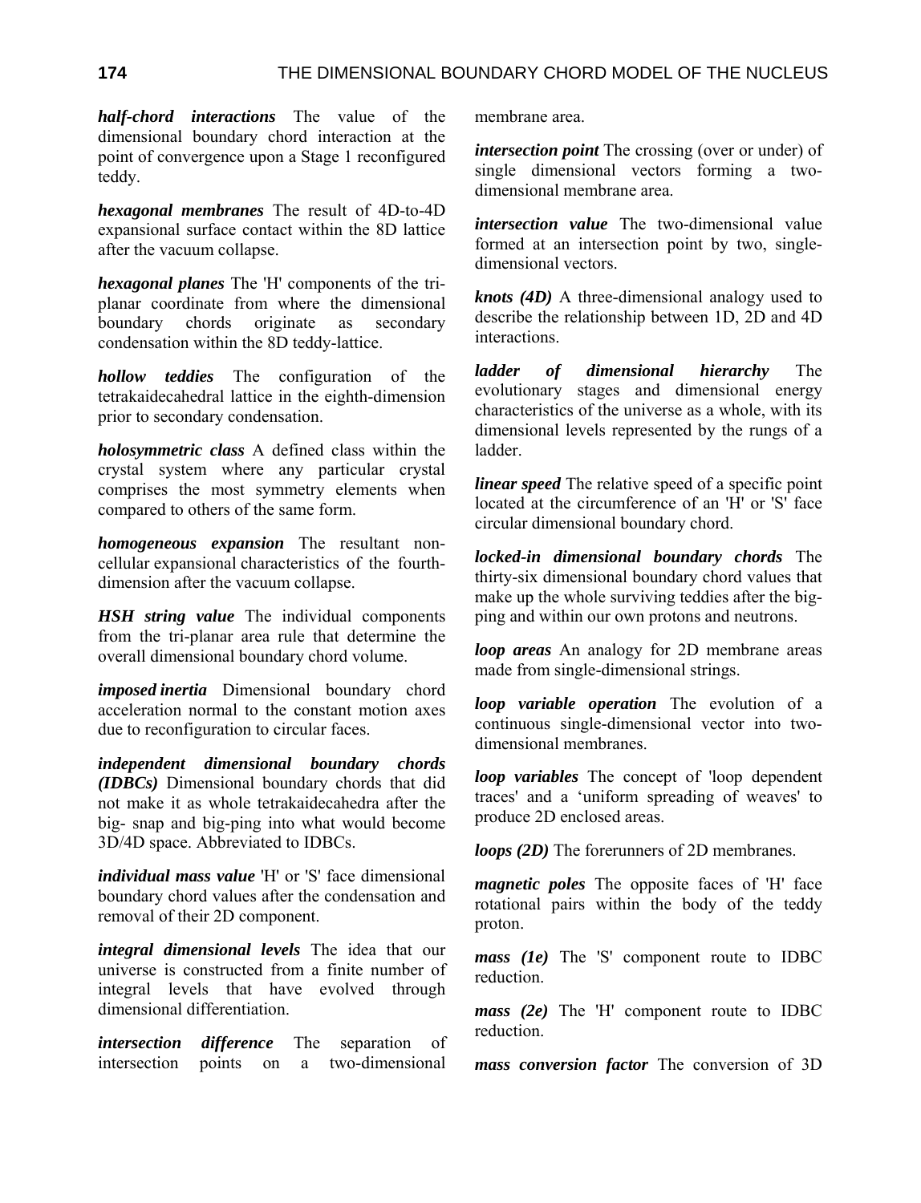***half-chord interactions*** The value of the dimensional boundary chord interaction at the point of convergence upon a Stage 1 reconfigured teddy.

***hexagonal membranes*** The result of 4D-to-4D expansional surface contact within the 8D lattice after the vacuum collapse.

***hexagonal planes*** The 'H' components of the tri-planar coordinate from where the dimensional boundary chords originate as secondary condensation within the 8D teddy-lattice.

***hollow teddies*** The configuration of the tetrakaidecahedral lattice in the eighth-dimension prior to secondary condensation.

***holosymmetric class*** A defined class within the crystal system where any particular crystal comprises the most symmetry elements when compared to others of the same form.

***homogeneous expansion*** The resultant non-cellular expansional characteristics of the fourth-dimension after the vacuum collapse.

***HSH string value*** The individual components from the tri-planar area rule that determine the overall dimensional boundary chord volume.

***imposed inertia*** Dimensional boundary chord acceleration normal to the constant motion axes due to reconfiguration to circular faces.

***independent dimensional boundary chords (IDBCs)*** Dimensional boundary chords that did not make it as whole tetrakaidecahedra after the big- snap and big-ping into what would become 3D/4D space. Abbreviated to IDBCs.

***individual mass value*** 'H' or 'S' face dimensional boundary chord values after the condensation and removal of their 2D component.

***integral dimensional levels*** The idea that our universe is constructed from a finite number of integral levels that have evolved through dimensional differentiation.

***intersection difference*** The separation of intersection points on a two-dimensional membrane area.

***intersection point*** The crossing (over or under) of single dimensional vectors forming a two-dimensional membrane area.

***intersection value*** The two-dimensional value formed at an intersection point by two, single-dimensional vectors.

***knots (4D)*** A three-dimensional analogy used to describe the relationship between 1D, 2D and 4D interactions.

***ladder of dimensional hierarchy*** The evolutionary stages and dimensional energy characteristics of the universe as a whole, with its dimensional levels represented by the rungs of a ladder.

***linear speed*** The relative speed of a specific point located at the circumference of an 'H' or 'S' face circular dimensional boundary chord.

***locked-in dimensional boundary chords*** The thirty-six dimensional boundary chord values that make up the whole surviving teddies after the big-ping and within our own protons and neutrons.

***loop areas*** An analogy for 2D membrane areas made from single-dimensional strings.

***loop variable operation*** The evolution of a continuous single-dimensional vector into two-dimensional membranes.

***loop variables*** The concept of 'loop dependent traces' and a ‘uniform spreading of weaves' to produce 2D enclosed areas.

***loops (2D)*** The forerunners of 2D membranes.

***magnetic poles*** The opposite faces of 'H' face rotational pairs within the body of the teddy proton.

***mass (1e)*** The 'S' component route to IDBC reduction.

***mass (2e)*** The 'H' component route to IDBC reduction.

***mass conversion factor*** The conversion of 3D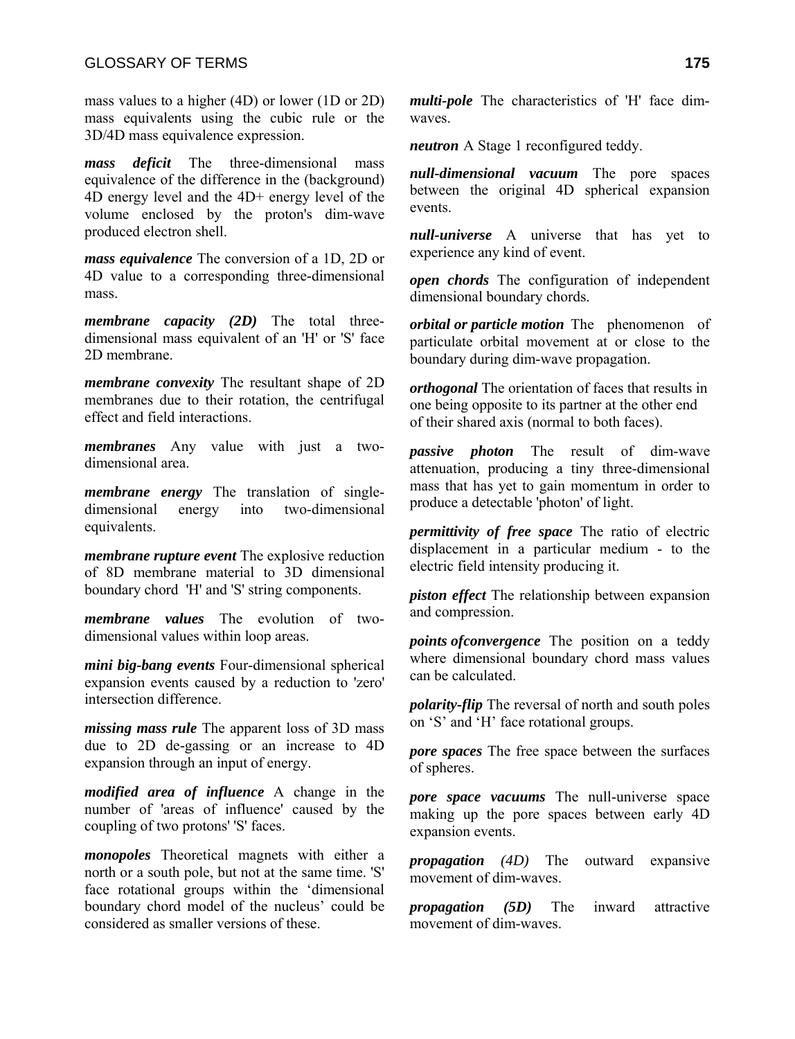mass values to a higher (4D) or lower (1D or 2D) mass equivalents using the cubic rule or the 3D/4D mass equivalence expression.

***mass deficit*** The three-dimensional mass equivalence of the difference in the (background) 4D energy level and the 4D+ energy level of the volume enclosed by the proton's dim-wave produced electron shell.

***mass equivalence*** The conversion of a 1D, 2D or 4D value to a corresponding three-dimensional mass.

***membrane capacity (2D)*** The total three-dimensional mass equivalent of an 'H' or 'S' face 2D membrane.

***membrane convexity*** The resultant shape of 2D membranes due to their rotation, the centrifugal effect and field interactions.

***membranes*** Any value with just a two-dimensional area.

***membrane energy*** The translation of single-dimensional energy into two-dimensional equivalents.

***membrane rupture event*** The explosive reduction of 8D membrane material to 3D dimensional boundary chord 'H' and 'S' string components.

***membrane values*** The evolution of two-dimensional values within loop areas.

***mini big-bang events*** Four-dimensional spherical expansion events caused by a reduction to 'zero' intersection difference.

***missing mass rule*** The apparent loss of 3D mass due to 2D de-gassing or an increase to 4D expansion through an input of energy.

***modified area of influence*** A change in the number of 'areas of influence' caused by the coupling of two protons' 'S' faces.

***monopoles*** Theoretical magnets with either a north or a south pole, but not at the same time. 'S' face rotational groups within the 'dimensional boundary chord model of the nucleus' could be considered as smaller versions of these.

***multi-pole*** The characteristics of 'H' face dim-waves.

***neutron*** A Stage 1 reconfigured teddy.

***null-dimensional vacuum*** The pore spaces between the original 4D spherical expansion events.

***null-universe*** A universe that has yet to experience any kind of event.

***open chords*** The configuration of independent dimensional boundary chords.

***orbital or particle motion*** The phenomenon of particulate orbital movement at or close to the boundary during dim-wave propagation.

***orthogonal*** The orientation of faces that results in one being opposite to its partner at the other end of their shared axis (normal to both faces).

***passive photon*** The result of dim-wave attenuation, producing a tiny three-dimensional mass that has yet to gain momentum in order to produce a detectable 'photon' of light.

***permittivity of free space*** The ratio of electric displacement in a particular medium - to the electric field intensity producing it.

***piston effect*** The relationship between expansion and compression.

***points ofconvergence*** The position on a teddy where dimensional boundary chord mass values can be calculated.

***polarity-flip*** The reversal of north and south poles on 'S' and 'H' face rotational groups.

***pore spaces*** The free space between the surfaces of spheres.

***pore space vacuums*** The null-universe space making up the pore spaces between early 4D expansion events.

***propagation*** *(4D)* The outward expansive movement of dim-waves.

***propagation (5D)*** The inward attractive movement of dim-waves.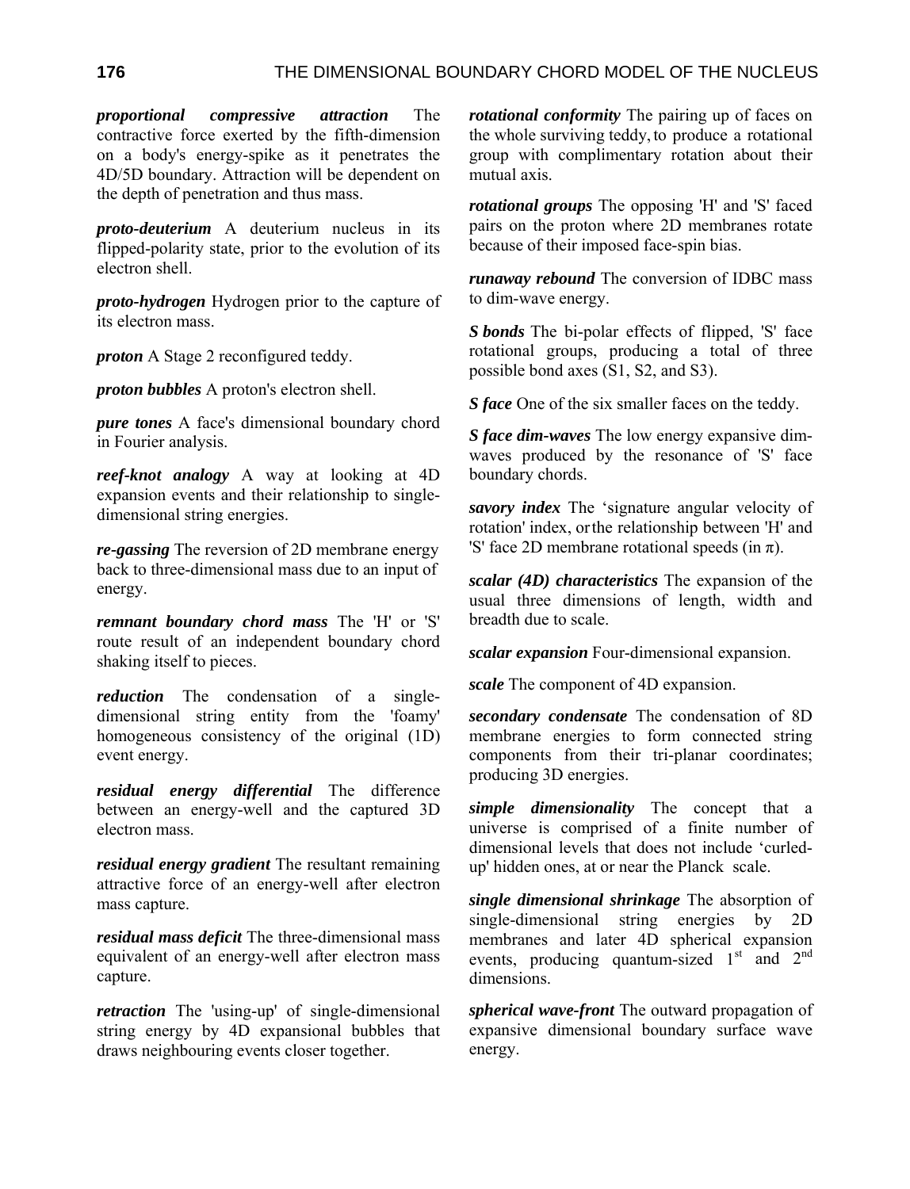***proportional compressive attraction*** The contractive force exerted by the fifth-dimension on a body's energy-spike as it penetrates the 4D/5D boundary. Attraction will be dependent on the depth of penetration and thus mass.

***proto-deuterium*** A deuterium nucleus in its flipped-polarity state, prior to the evolution of its electron shell.

***proto-hydrogen*** Hydrogen prior to the capture of its electron mass.

***proton*** A Stage 2 reconfigured teddy.

***proton bubbles*** A proton's electron shell.

***pure tones*** A face's dimensional boundary chord in Fourier analysis.

***reef-knot analogy*** A way at looking at 4D expansion events and their relationship to single-dimensional string energies.

***re-gassing*** The reversion of 2D membrane energy back to three-dimensional mass due to an input of energy.

***remnant boundary chord mass*** The 'H' or 'S' route result of an independent boundary chord shaking itself to pieces.

***reduction*** The condensation of a single-dimensional string entity from the 'foamy' homogeneous consistency of the original (1D) event energy.

***residual energy differential*** The difference between an energy-well and the captured 3D electron mass.

***residual energy gradient*** The resultant remaining attractive force of an energy-well after electron mass capture.

***residual mass deficit*** The three-dimensional mass equivalent of an energy-well after electron mass capture.

***retraction*** The 'using-up' of single-dimensional string energy by 4D expansional bubbles that draws neighbouring events closer together.

***rotational conformity*** The pairing up of faces on the whole surviving teddy, to produce a rotational group with complimentary rotation about their mutual axis.

***rotational groups*** The opposing 'H' and 'S' faced pairs on the proton where 2D membranes rotate because of their imposed face-spin bias.

***runaway rebound*** The conversion of IDBC mass to dim-wave energy.

***S bonds*** The bi-polar effects of flipped, 'S' face rotational groups, producing a total of three possible bond axes (S1, S2, and S3).

***S face*** One of the six smaller faces on the teddy.

***S face dim-waves*** The low energy expansive dim-waves produced by the resonance of 'S' face boundary chords.

***savory index*** The 'signature angular velocity of rotation' index, or the relationship between 'H' and 'S' face 2D membrane rotational speeds (in $\pi$).

***scalar (4D) characteristics*** The expansion of the usual three dimensions of length, width and breadth due to scale.

***scalar expansion*** Four-dimensional expansion.

***scale*** The component of 4D expansion.

***secondary condensate*** The condensation of 8D membrane energies to form connected string components from their tri-planar coordinates; producing 3D energies.

***simple dimensionality*** The concept that a universe is comprised of a finite number of dimensional levels that does not include 'curled-up' hidden ones, at or near the Planck scale.

***single dimensional shrinkage*** The absorption of single-dimensional string energies by 2D membranes and later 4D spherical expansion events, producing quantum-sized 1st and 2nd dimensions.

***spherical wave-front*** The outward propagation of expansive dimensional boundary surface wave energy.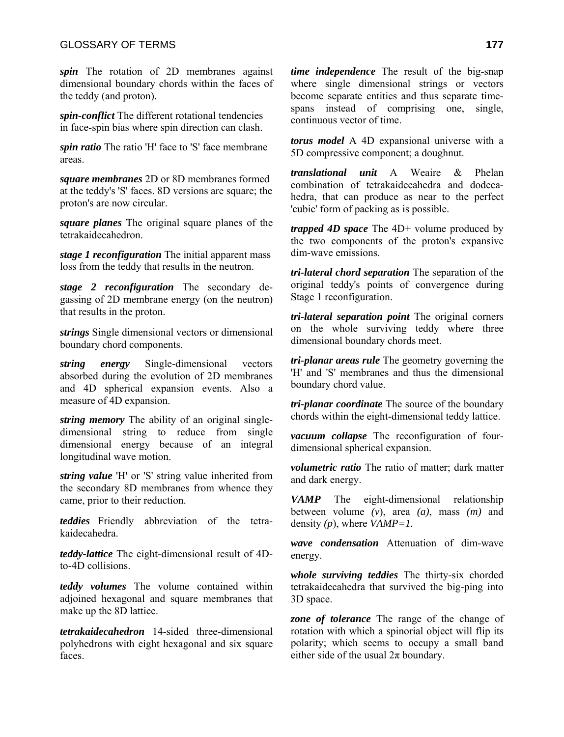***spin*** The rotation of 2D membranes against dimensional boundary chords within the faces of the teddy (and proton).

***spin-conflict*** The different rotational tendencies in face-spin bias where spin direction can clash.

***spin ratio*** The ratio 'H' face to 'S' face membrane areas.

***square membranes*** 2D or 8D membranes formed at the teddy's 'S' faces. 8D versions are square; the proton's are now circular.

***square planes*** The original square planes of the tetrakaidecahedron.

***stage 1 reconfiguration*** The initial apparent mass loss from the teddy that results in the neutron.

***stage 2 reconfiguration*** The secondary degassing of 2D membrane energy (on the neutron) that results in the proton.

***strings*** Single dimensional vectors or dimensional boundary chord components.

***string energy*** Single-dimensional vectors absorbed during the evolution of 2D membranes and 4D spherical expansion events. Also a measure of 4D expansion.

***string memory*** The ability of an original single-dimensional string to reduce from single dimensional energy because of an integral longitudinal wave motion.

***string value*** 'H' or 'S' string value inherited from the secondary 8D membranes from whence they came, prior to their reduction.

***teddies*** Friendly abbreviation of the tetrakaidecahedra.

***teddy-lattice*** The eight-dimensional result of 4D-to-4D collisions.

***teddy volumes*** The volume contained within adjoined hexagonal and square membranes that make up the 8D lattice.

***tetrakaidecahedron*** 14-sided three-dimensional polyhedrons with eight hexagonal and six square faces.

***time independence*** The result of the big-snap where single dimensional strings or vectors become separate entities and thus separate time-spans instead of comprising one, single, continuous vector of time.

***torus model*** A 4D expansional universe with a 5D compressive component; a doughnut.

***translational unit*** A Weaire & Phelan combination of tetrakaidecahedra and dodecahedra, that can produce as near to the perfect 'cubic' form of packing as is possible.

***trapped 4D space*** The 4D+ volume produced by the two components of the proton's expansive dim-wave emissions.

***tri-lateral chord separation*** The separation of the original teddy's points of convergence during Stage 1 reconfiguration.

***tri-lateral separation point*** The original corners on the whole surviving teddy where three dimensional boundary chords meet.

***tri-planar areas rule*** The geometry governing the 'H' and 'S' membranes and thus the dimensional boundary chord value.

***tri-planar coordinate*** The source of the boundary chords within the eight-dimensional teddy lattice.

***vacuum collapse*** The reconfiguration of four-dimensional spherical expansion.

***volumetric ratio*** The ratio of matter; dark matter and dark energy.

***VAMP*** The eight-dimensional relationship between volume *(v)*, area *(a)*, mass *(m)* and density *(p)*, where *VAMP=1*.

***wave condensation*** Attenuation of dim-wave energy.

***whole surviving teddies*** The thirty-six chorded tetrakaidecahedra that survived the big-ping into 3D space.

***zone of tolerance*** The range of the change of rotation with which a spinorial object will flip its polarity; which seems to occupy a small band either side of the usual $2\pi$ boundary.